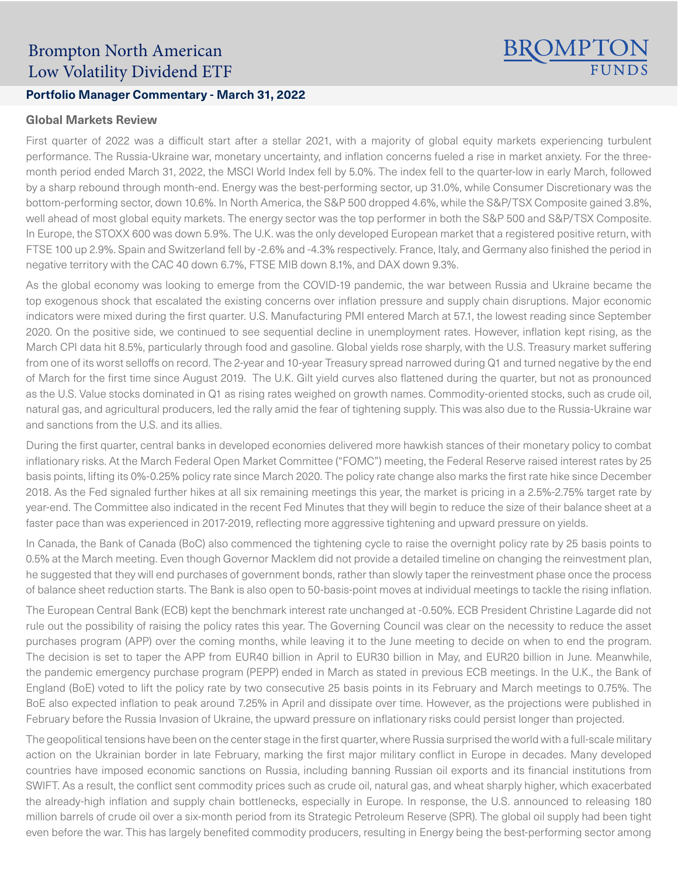# Brompton North American Low Volatility Dividend ETF

**BROMPTON FUNDS**

## Portfolio Manager Commentary - March 31, 2022

### Global Markets Review

First quarter of 2022 was a difficult start after a stellar 2021, with a majority of global equity markets experiencing turbulent performance. The Russia-Ukraine war, monetary uncertainty, and inflation concerns fueled a rise in market anxiety. For the three-month period ended March 31, 2022, the MSCI World Index fell by 5.0%. The index fell to the quarter-low in early March, followed by a sharp rebound through month-end. Energy was the best-performing sector, up 31.0%, while Consumer Discretionary was the bottom-performing sector, down 10.6%. In North America, the S&P 500 dropped 4.6%, while the S&P/TSX Composite gained 3.8%, well ahead of most global equity markets. The energy sector was the top performer in both the S&P 500 and S&P/TSX Composite. In Europe, the STOXX 600 was down 5.9%. The U.K. was the only developed European market that a registered positive return, with FTSE 100 up 2.9%. Spain and Switzerland fell by -2.6% and -4.3% respectively. France, Italy, and Germany also finished the period in negative territory with the CAC 40 down 6.7%, FTSE MIB down 8.1%, and DAX down 9.3%.

As the global economy was looking to emerge from the COVID-19 pandemic, the war between Russia and Ukraine became the top exogenous shock that escalated the existing concerns over inflation pressure and supply chain disruptions. Major economic indicators were mixed during the first quarter. U.S. Manufacturing PMI entered March at 57.1, the lowest reading since September 2020. On the positive side, we continued to see sequential decline in unemployment rates. However, inflation kept rising, as the March CPI data hit 8.5%, particularly through food and gasoline. Global yields rose sharply, with the U.S. Treasury market suffering from one of its worst selloffs on record. The 2-year and 10-year Treasury spread narrowed during Q1 and turned negative by the end of March for the first time since August 2019. The U.K. Gilt yield curves also flattened during the quarter, but not as pronounced as the U.S. Value stocks dominated in Q1 as rising rates weighed on growth names. Commodity-oriented stocks, such as crude oil, natural gas, and agricultural producers, led the rally amid the fear of tightening supply. This was also due to the Russia-Ukraine war and sanctions from the U.S. and its allies.

During the first quarter, central banks in developed economies delivered more hawkish stances of their monetary policy to combat inflationary risks. At the March Federal Open Market Committee ("FOMC") meeting, the Federal Reserve raised interest rates by 25 basis points, lifting its 0%-0.25% policy rate since March 2020. The policy rate change also marks the first rate hike since December 2018. As the Fed signaled further hikes at all six remaining meetings this year, the market is pricing in a 2.5%-2.75% target rate by year-end. The Committee also indicated in the recent Fed Minutes that they will begin to reduce the size of their balance sheet at a faster pace than was experienced in 2017-2019, reflecting more aggressive tightening and upward pressure on yields.

In Canada, the Bank of Canada (BoC) also commenced the tightening cycle to raise the overnight policy rate by 25 basis points to 0.5% at the March meeting. Even though Governor Macklem did not provide a detailed timeline on changing the reinvestment plan, he suggested that they will end purchases of government bonds, rather than slowly taper the reinvestment phase once the process of balance sheet reduction starts. The Bank is also open to 50-basis-point moves at individual meetings to tackle the rising inflation.

The European Central Bank (ECB) kept the benchmark interest rate unchanged at -0.50%. ECB President Christine Lagarde did not rule out the possibility of raising the policy rates this year. The Governing Council was clear on the necessity to reduce the asset purchases program (APP) over the coming months, while leaving it to the June meeting to decide on when to end the program. The decision is set to taper the APP from EUR40 billion in April to EUR30 billion in May, and EUR20 billion in June. Meanwhile, the pandemic emergency purchase program (PEPP) ended in March as stated in previous ECB meetings. In the U.K., the Bank of England (BoE) voted to lift the policy rate by two consecutive 25 basis points in its February and March meetings to 0.75%. The BoE also expected inflation to peak around 7.25% in April and dissipate over time. However, as the projections were published in February before the Russia Invasion of Ukraine, the upward pressure on inflationary risks could persist longer than projected.

The geopolitical tensions have been on the center stage in the first quarter, where Russia surprised the world with a full-scale military action on the Ukrainian border in late February, marking the first major military conflict in Europe in decades. Many developed countries have imposed economic sanctions on Russia, including banning Russian oil exports and its financial institutions from SWIFT. As a result, the conflict sent commodity prices such as crude oil, natural gas, and wheat sharply higher, which exacerbated the already-high inflation and supply chain bottlenecks, especially in Europe. In response, the U.S. announced to releasing 180 million barrels of crude oil over a six-month period from its Strategic Petroleum Reserve (SPR). The global oil supply had been tight even before the war. This has largely benefited commodity producers, resulting in Energy being the best-performing sector among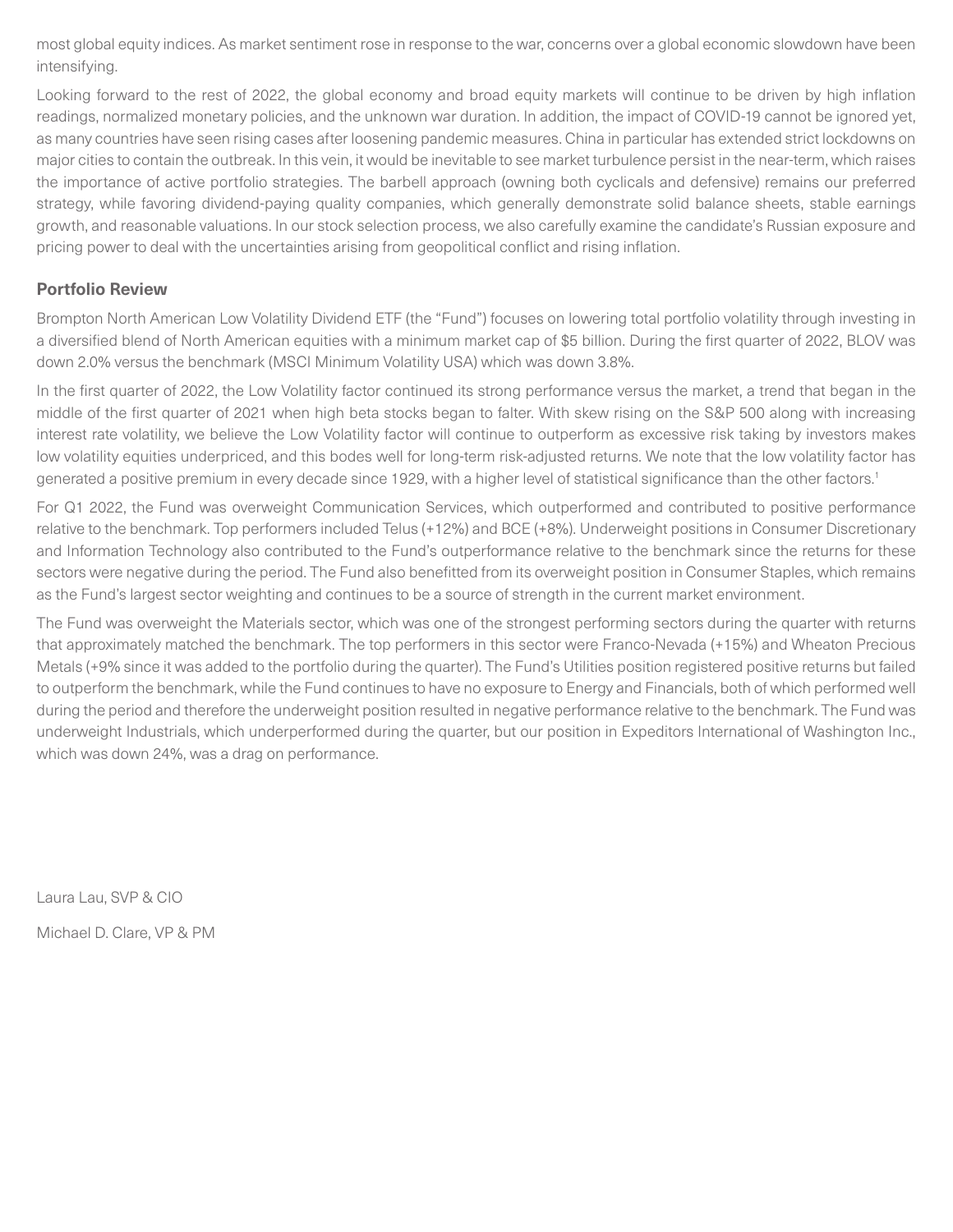most global equity indices. As market sentiment rose in response to the war, concerns over a global economic slowdown have been intensifying.

Looking forward to the rest of 2022, the global economy and broad equity markets will continue to be driven by high inflation readings, normalized monetary policies, and the unknown war duration. In addition, the impact of COVID-19 cannot be ignored yet, as many countries have seen rising cases after loosening pandemic measures. China in particular has extended strict lockdowns on major cities to contain the outbreak. In this vein, it would be inevitable to see market turbulence persist in the near-term, which raises the importance of active portfolio strategies. The barbell approach (owning both cyclicals and defensive) remains our preferred strategy, while favoring dividend-paying quality companies, which generally demonstrate solid balance sheets, stable earnings growth, and reasonable valuations. In our stock selection process, we also carefully examine the candidate's Russian exposure and pricing power to deal with the uncertainties arising from geopolitical conflict and rising inflation.

## Portfolio Review

Brompton North American Low Volatility Dividend ETF (the "Fund") focuses on lowering total portfolio volatility through investing in a diversified blend of North American equities with a minimum market cap of $5 billion. During the first quarter of 2022, BLOV was down 2.0% versus the benchmark (MSCI Minimum Volatility USA) which was down 3.8%.

In the first quarter of 2022, the Low Volatility factor continued its strong performance versus the market, a trend that began in the middle of the first quarter of 2021 when high beta stocks began to falter. With skew rising on the S&P 500 along with increasing interest rate volatility, we believe the Low Volatility factor will continue to outperform as excessive risk taking by investors makes low volatility equities underpriced, and this bodes well for long-term risk-adjusted returns. We note that the low volatility factor has generated a positive premium in every decade since 1929, with a higher level of statistical significance than the other factors.[1]

For Q1 2022, the Fund was overweight Communication Services, which outperformed and contributed to positive performance relative to the benchmark. Top performers included Telus (+12%) and BCE (+8%). Underweight positions in Consumer Discretionary and Information Technology also contributed to the Fund's outperformance relative to the benchmark since the returns for these sectors were negative during the period. The Fund also benefitted from its overweight position in Consumer Staples, which remains as the Fund's largest sector weighting and continues to be a source of strength in the current market environment.

The Fund was overweight the Materials sector, which was one of the strongest performing sectors during the quarter with returns that approximately matched the benchmark. The top performers in this sector were Franco-Nevada (+15%) and Wheaton Precious Metals (+9% since it was added to the portfolio during the quarter). The Fund's Utilities position registered positive returns but failed to outperform the benchmark, while the Fund continues to have no exposure to Energy and Financials, both of which performed well during the period and therefore the underweight position resulted in negative performance relative to the benchmark. The Fund was underweight Industrials, which underperformed during the quarter, but our position in Expeditors International of Washington Inc., which was down 24%, was a drag on performance.

Laura Lau, SVP & CIO

Michael D. Clare, VP & PM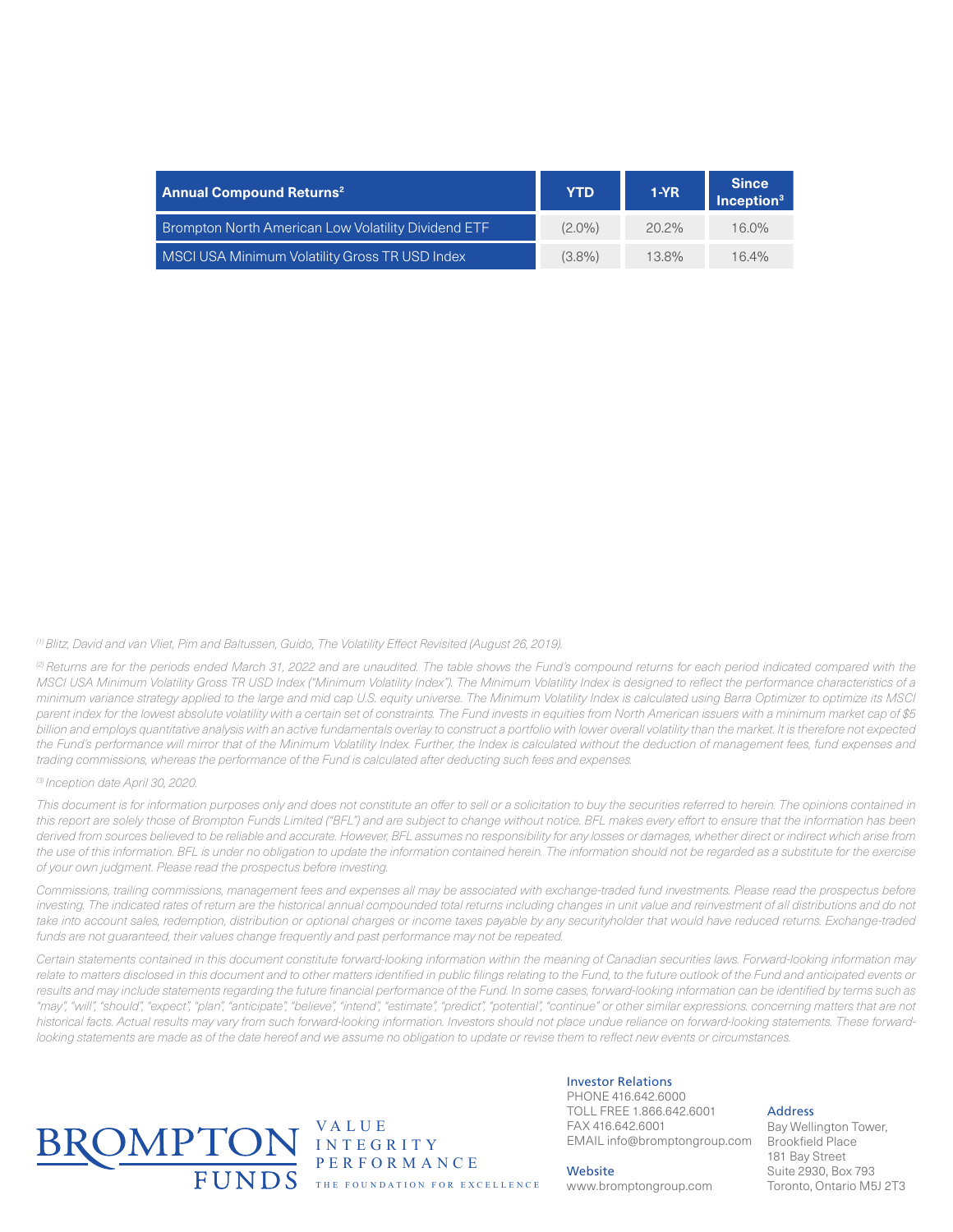| Annual Compound Returns[2] | YTD | 1-YR | Since Inception[3] |
|---|---|---|---|
| Brompton North American Low Volatility Dividend ETF | (2.0%) | 20.2% | 16.0% |
| MSCI USA Minimum Volatility Gross TR USD Index | (3.8%) | 13.8% | 16.4% |

*(1) Blitz, David and van Vliet, Pim and Baltussen, Guido, The Volatility Effect Revisited (August 26, 2019).*

*(2) Returns are for the periods ended March 31, 2022 and are unaudited. The table shows the Fund's compound returns for each period indicated compared with the MSCI USA Minimum Volatility Gross TR USD Index ("Minimum Volatility Index"). The Minimum Volatility Index is designed to reflect the performance characteristics of a minimum variance strategy applied to the large and mid cap U.S. equity universe. The Minimum Volatility Index is calculated using Barra Optimizer to optimize its MSCI parent index for the lowest absolute volatility with a certain set of constraints. The Fund invests in equities from North American issuers with a minimum market cap of $5 billion and employs quantitative analysis with an active fundamentals overlay to construct a portfolio with lower overall volatility than the market. It is therefore not expected the Fund's performance will mirror that of the Minimum Volatility Index. Further, the Index is calculated without the deduction of management fees, fund expenses and trading commissions, whereas the performance of the Fund is calculated after deducting such fees and expenses.*

*(3) Inception date April 30, 2020.*

*This document is for information purposes only and does not constitute an offer to sell or a solicitation to buy the securities referred to herein. The opinions contained in this report are solely those of Brompton Funds Limited ("BFL") and are subject to change without notice. BFL makes every effort to ensure that the information has been derived from sources believed to be reliable and accurate. However, BFL assumes no responsibility for any losses or damages, whether direct or indirect which arise from the use of this information. BFL is under no obligation to update the information contained herein. The information should not be regarded as a substitute for the exercise of your own judgment. Please read the prospectus before investing.*

*Commissions, trailing commissions, management fees and expenses all may be associated with exchange-traded fund investments. Please read the prospectus before investing. The indicated rates of return are the historical annual compounded total returns including changes in unit value and reinvestment of all distributions and do not take into account sales, redemption, distribution or optional charges or income taxes payable by any securityholder that would have reduced returns. Exchange-traded funds are not guaranteed, their values change frequently and past performance may not be repeated.*

*Certain statements contained in this document constitute forward-looking information within the meaning of Canadian securities laws. Forward-looking information may relate to matters disclosed in this document and to other matters identified in public filings relating to the Fund, to the future outlook of the Fund and anticipated events or results and may include statements regarding the future financial performance of the Fund. In some cases, forward-looking information can be identified by terms such as "may", "will", "should", "expect", "plan", "anticipate", "believe", "intend", "estimate", "predict", "potential", "continue" or other similar expressions. concerning matters that are not historical facts. Actual results may vary from such forward-looking information. Investors should not place undue reliance on forward-looking statements. These forward-looking statements are made as of the date hereof and we assume no obligation to update or revise them to reflect new events or circumstances.*

BROMPTON FUNDS

VALUE
INTEGRITY
PERFORMANCE
THE FOUNDATION FOR EXCELLENCE

**Investor Relations**
PHONE 416.642.6000
TOLL FREE 1.866.642.6001
FAX 416.642.6001
EMAIL info@bromptongroup.com

**Website**
www.bromptongroup.com

**Address**
Bay Wellington Tower,
Brookfield Place
181 Bay Street
Suite 2930, Box 793
Toronto, Ontario M5J 2T3